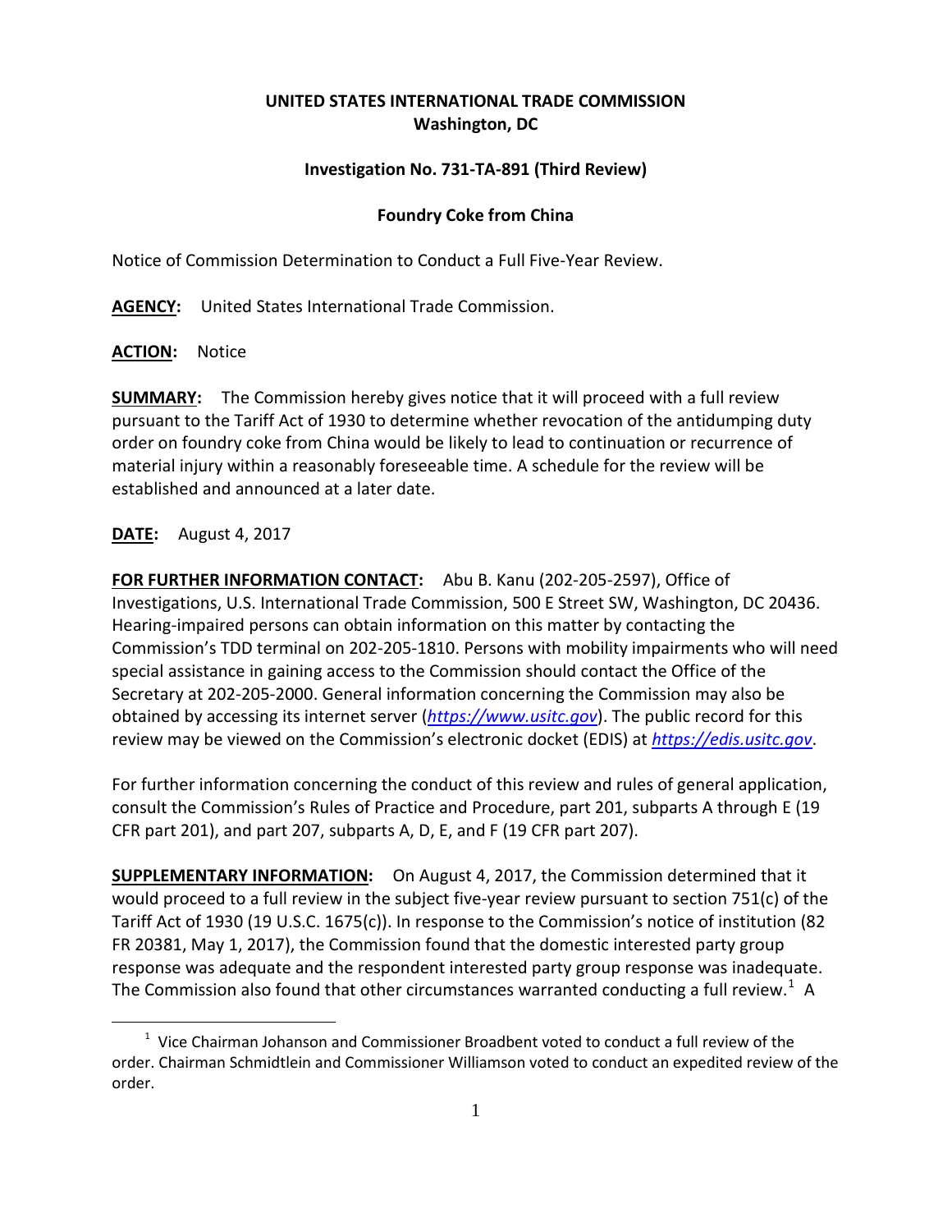**UNITED STATES INTERNATIONAL TRADE COMMISSION**
**Washington, DC**

**Investigation No. 731-TA-891 (Third Review)**

**Foundry Coke from China**

Notice of Commission Determination to Conduct a Full Five-Year Review.

**AGENCY:** United States International Trade Commission.

**ACTION:** Notice

**SUMMARY:** The Commission hereby gives notice that it will proceed with a full review pursuant to the Tariff Act of 1930 to determine whether revocation of the antidumping duty order on foundry coke from China would be likely to lead to continuation or recurrence of material injury within a reasonably foreseeable time. A schedule for the review will be established and announced at a later date.

**DATE:** August 4, 2017

**FOR FURTHER INFORMATION CONTACT:** Abu B. Kanu (202-205-2597), Office of Investigations, U.S. International Trade Commission, 500 E Street SW, Washington, DC 20436. Hearing-impaired persons can obtain information on this matter by contacting the Commission's TDD terminal on 202-205-1810. Persons with mobility impairments who will need special assistance in gaining access to the Commission should contact the Office of the Secretary at 202-205-2000. General information concerning the Commission may also be obtained by accessing its internet server (*https://www.usitc.gov*). The public record for this review may be viewed on the Commission's electronic docket (EDIS) at *https://edis.usitc.gov*.

For further information concerning the conduct of this review and rules of general application, consult the Commission's Rules of Practice and Procedure, part 201, subparts A through E (19 CFR part 201), and part 207, subparts A, D, E, and F (19 CFR part 207).

**SUPPLEMENTARY INFORMATION:** On August 4, 2017, the Commission determined that it would proceed to a full review in the subject five-year review pursuant to section 751(c) of the Tariff Act of 1930 (19 U.S.C. 1675(c)). In response to the Commission's notice of institution (82 FR 20381, May 1, 2017), the Commission found that the domestic interested party group response was adequate and the respondent interested party group response was inadequate. The Commission also found that other circumstances warranted conducting a full review.[1] A

[1] Vice Chairman Johanson and Commissioner Broadbent voted to conduct a full review of the order. Chairman Schmidtlein and Commissioner Williamson voted to conduct an expedited review of the order.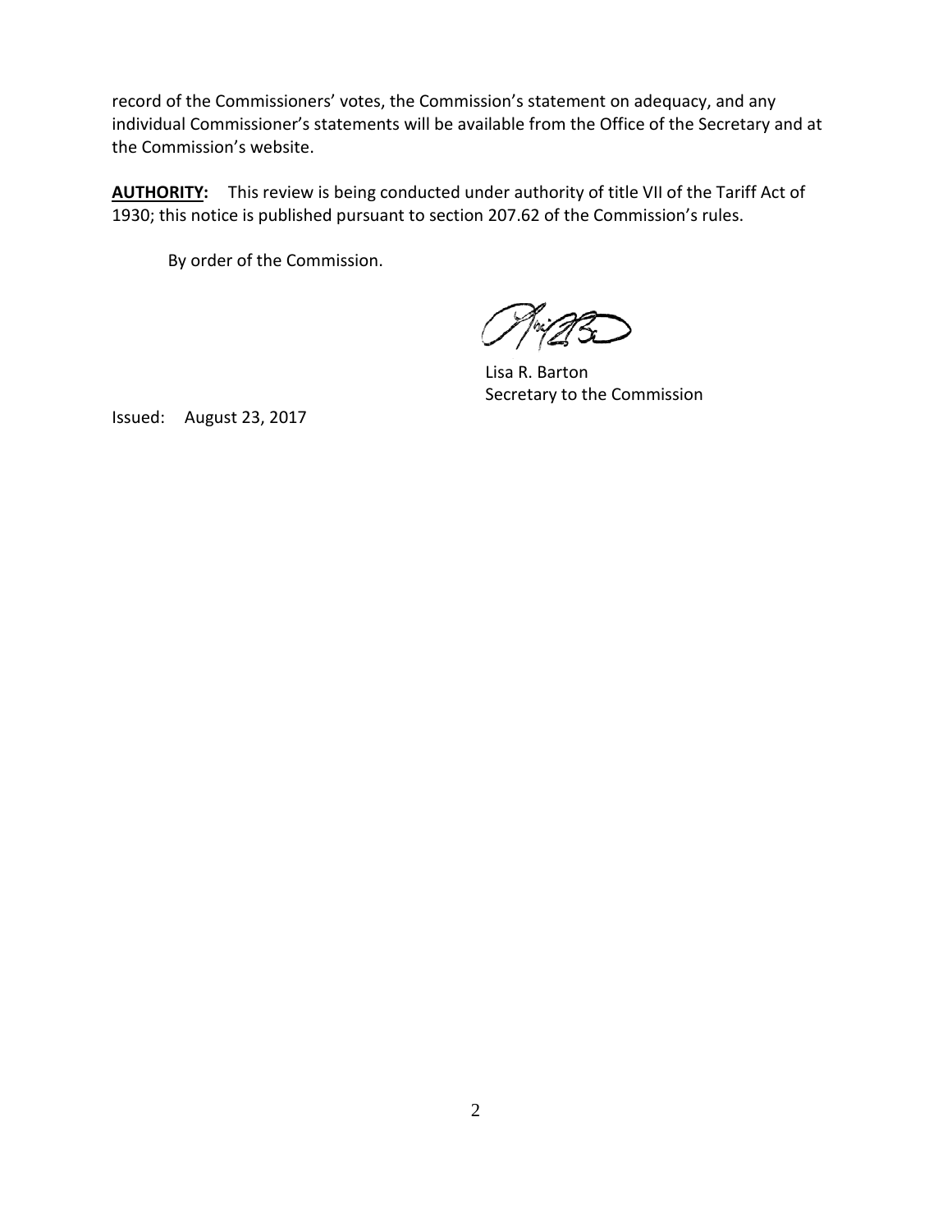record of the Commissioners' votes, the Commission's statement on adequacy, and any individual Commissioner's statements will be available from the Office of the Secretary and at the Commission's website.

**AUTHORITY:** This review is being conducted under authority of title VII of the Tariff Act of 1930; this notice is published pursuant to section 207.62 of the Commission's rules.

By order of the Commission.

Lisa R. Barton
Secretary to the Commission

Issued: August 23, 2017